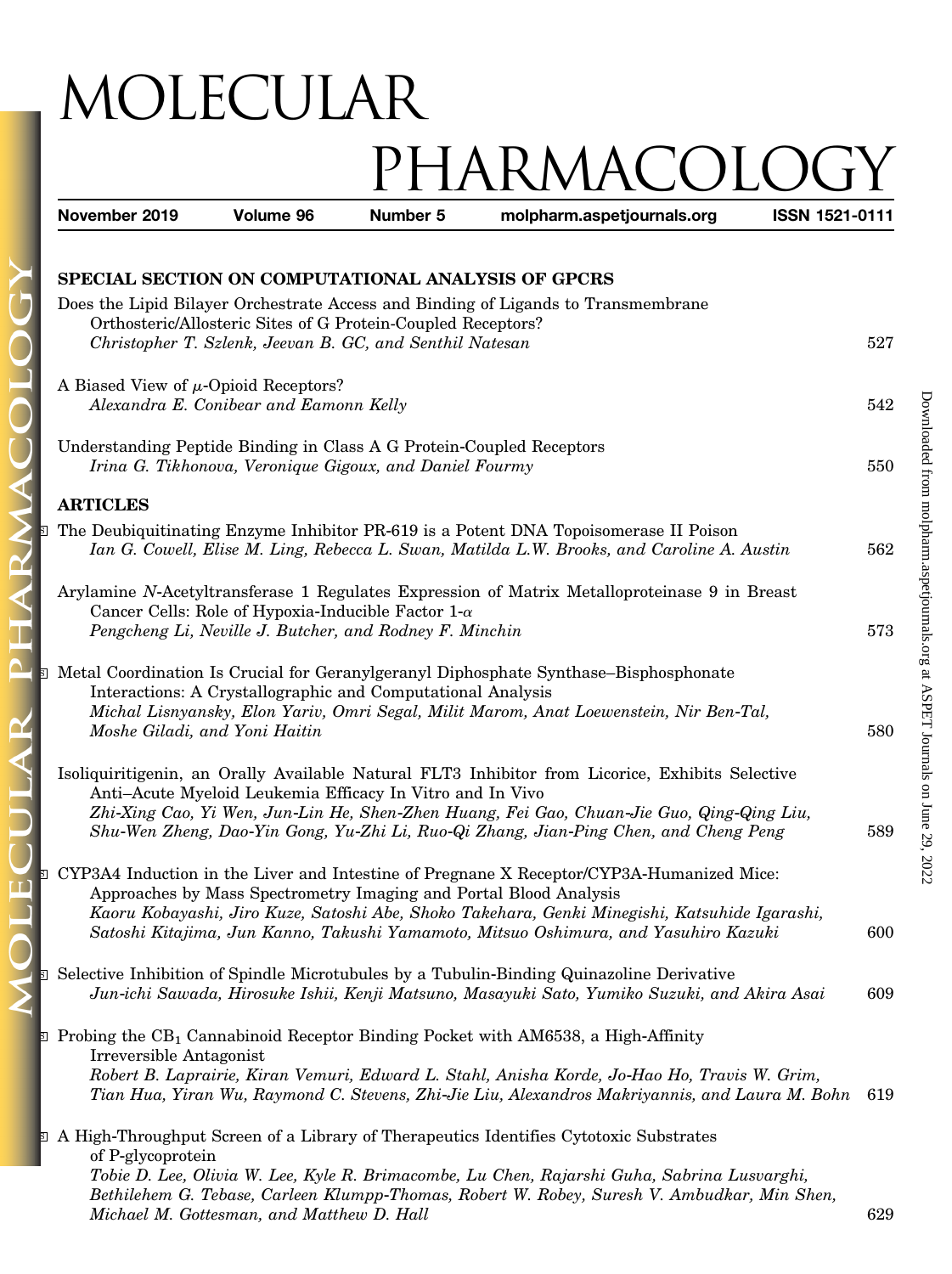# MOLECULAR PHARMACOLOGY

**November 2019** **Volume 96** **Number 5** **molpharm.aspetjournals.org** **ISSN 1521-0111**

## SPECIAL SECTION ON COMPUTATIONAL ANALYSIS OF GPCRS

Does the Lipid Bilayer Orchestrate Access and Binding of Ligands to Transmembrane Orthosteric/Allosteric Sites of G Protein-Coupled Receptors?
*Christopher T. Szlenk, Jeevan B. GC, and Senthil Natesan* 527

A Biased View of $\mu$-Opioid Receptors?
*Alexandra E. Conibear and Eamonn Kelly* 542

Understanding Peptide Binding in Class A G Protein-Coupled Receptors
*Irina G. Tikhonova, Veronique Gigoux, and Daniel Fourmy* 550

## ARTICLES

The Deubiquitinating Enzyme Inhibitor PR-619 is a Potent DNA Topoisomerase II Poison
*Ian G. Cowell, Elise M. Ling, Rebecca L. Swan, Matilda L.W. Brooks, and Caroline A. Austin* 562

Arylamine *N*-Acetyltransferase 1 Regulates Expression of Matrix Metalloproteinase 9 in Breast Cancer Cells: Role of Hypoxia-Inducible Factor 1-$\alpha$
*Pengcheng Li, Neville J. Butcher, and Rodney F. Minchin* 573

Metal Coordination Is Crucial for Geranylgeranyl Diphosphate Synthase–Bisphosphonate Interactions: A Crystallographic and Computational Analysis
*Michal Lisnyansky, Elon Yariv, Omri Segal, Milit Marom, Anat Loewenstein, Nir Ben-Tal, Moshe Giladi, and Yoni Haitin* 580

Isoliquiritigenin, an Orally Available Natural FLT3 Inhibitor from Licorice, Exhibits Selective Anti–Acute Myeloid Leukemia Efficacy In Vitro and In Vivo
*Zhi-Xing Cao, Yi Wen, Jun-Lin He, Shen-Zhen Huang, Fei Gao, Chuan-Jie Guo, Qing-Qing Liu, Shu-Wen Zheng, Dao-Yin Gong, Yu-Zhi Li, Ruo-Qi Zhang, Jian-Ping Chen, and Cheng Peng* 589

CYP3A4 Induction in the Liver and Intestine of Pregnane X Receptor/CYP3A-Humanized Mice: Approaches by Mass Spectrometry Imaging and Portal Blood Analysis
*Kaoru Kobayashi, Jiro Kuze, Satoshi Abe, Shoko Takehara, Genki Minegishi, Katsuhide Igarashi, Satoshi Kitajima, Jun Kanno, Takushi Yamamoto, Mitsuo Oshimura, and Yasuhiro Kazuki* 600

Selective Inhibition of Spindle Microtubules by a Tubulin-Binding Quinazoline Derivative
*Jun-ichi Sawada, Hirosuke Ishii, Kenji Matsuno, Masayuki Sato, Yumiko Suzuki, and Akira Asai* 609

Probing the $CB_1$ Cannabinoid Receptor Binding Pocket with AM6538, a High-Affinity Irreversible Antagonist
*Robert B. Laprairie, Kiran Vemuri, Edward L. Stahl, Anisha Korde, Jo-Hao Ho, Travis W. Grim, Tian Hua, Yiran Wu, Raymond C. Stevens, Zhi-Jie Liu, Alexandros Makriyannis, and Laura M. Bohn* 619

A High-Throughput Screen of a Library of Therapeutics Identifies Cytotoxic Substrates of P-glycoprotein
*Tobie D. Lee, Olivia W. Lee, Kyle R. Brimacombe, Lu Chen, Rajarshi Guha, Sabrina Lusvarghi, Bethilehem G. Tebase, Carleen Klumpp-Thomas, Robert W. Robey, Suresh V. Ambudkar, Min Shen, Michael M. Gottesman, and Matthew D. Hall* 629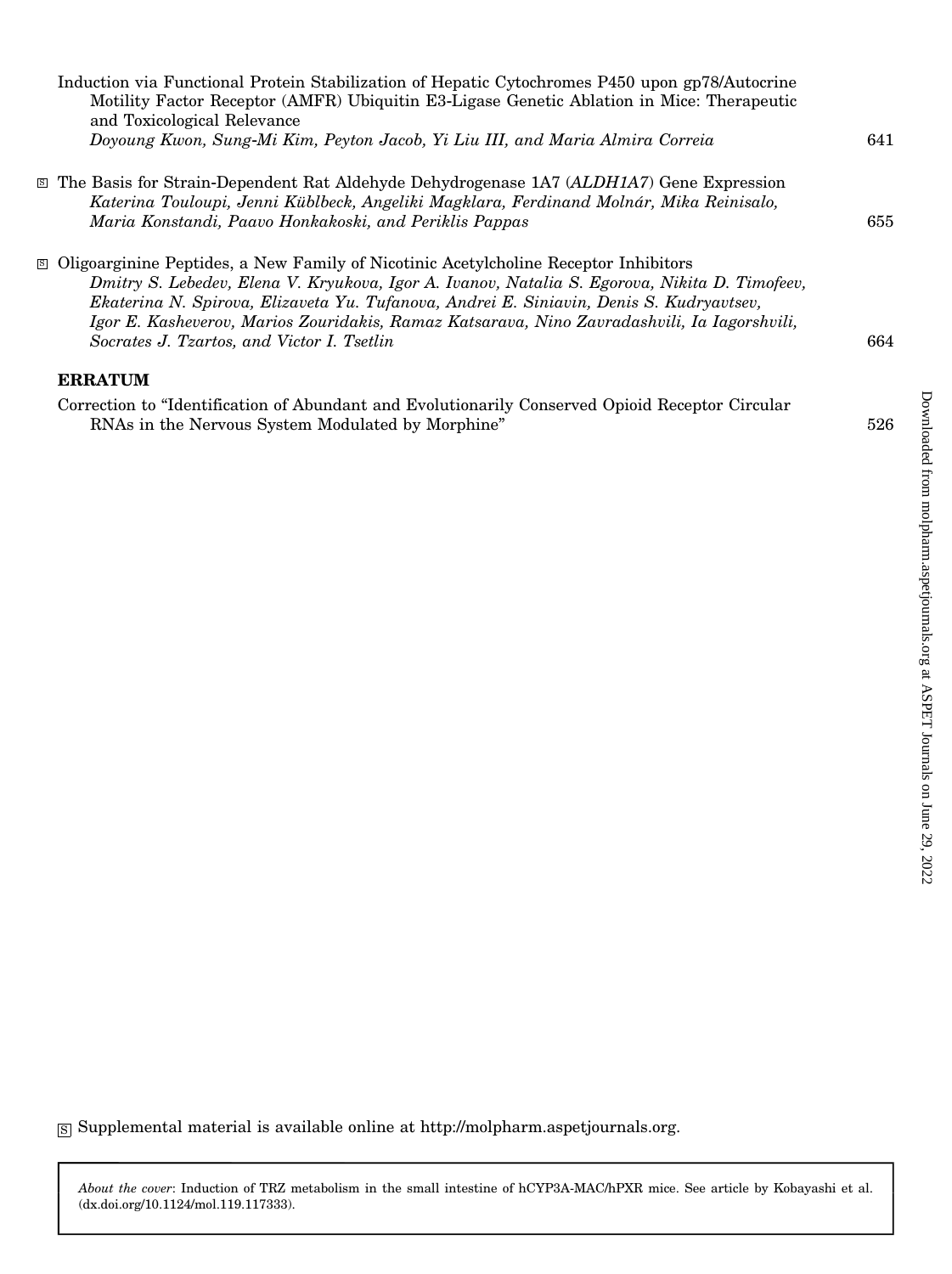Induction via Functional Protein Stabilization of Hepatic Cytochromes P450 upon gp78/Autocrine Motility Factor Receptor (AMFR) Ubiquitin E3-Ligase Genetic Ablation in Mice: Therapeutic and Toxicological Relevance
*Doyoung Kwon, Sung-Mi Kim, Peyton Jacob, Yi Liu III, and Maria Almira Correia* 641

S The Basis for Strain-Dependent Rat Aldehyde Dehydrogenase 1A7 (*ALDH1A7*) Gene Expression
*Katerina Touloupi, Jenni Küblbeck, Angeliki Magklara, Ferdinand Molnár, Mika Reinisalo, Maria Konstandi, Paavo Honkakoski, and Periklis Pappas* 655

S Oligoarginine Peptides, a New Family of Nicotinic Acetylcholine Receptor Inhibitors
*Dmitry S. Lebedev, Elena V. Kryukova, Igor A. Ivanov, Natalia S. Egorova, Nikita D. Timofeev, Ekaterina N. Spirova, Elizaveta Yu. Tufanova, Andrei E. Siniavin, Denis S. Kudryavtsev, Igor E. Kasheverov, Marios Zouridakis, Ramaz Katsarava, Nino Zavradashvili, Ia Iagorshvili, Socrates J. Tzartos, and Victor I. Tsetlin* 664

**ERRATUM**

Correction to "Identification of Abundant and Evolutionarily Conserved Opioid Receptor Circular RNAs in the Nervous System Modulated by Morphine" 526

S Supplemental material is available online at http://molpharm.aspetjournals.org.

*About the cover*: Induction of TRZ metabolism in the small intestine of hCYP3A-MAC/hPXR mice. See article by Kobayashi et al. (dx.doi.org/10.1124/mol.119.117333).